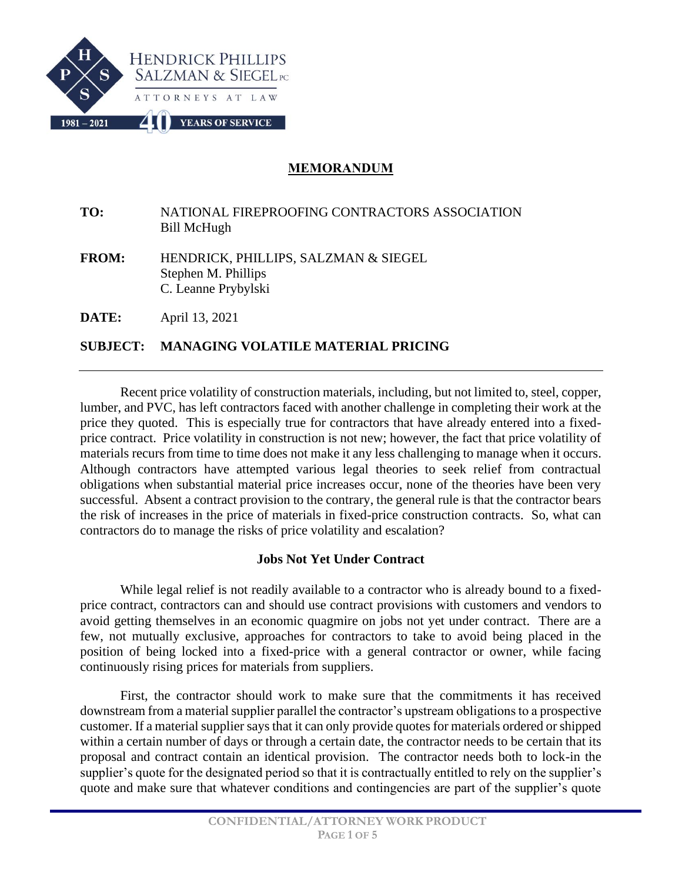HENDRICK PHILLIPS SALZMAN & SIEGEL PC

ATTORNEYS AT LAW

1981 – 2021 40 YEARS OF SERVICE

## MEMORANDUM

**TO:** NATIONAL FIREPROOFING CONTRACTORS ASSOCIATION
Bill McHugh

**FROM:** HENDRICK, PHILLIPS, SALZMAN & SIEGEL
Stephen M. Phillips
C. Leanne Prybylski

**DATE:** April 13, 2021

**SUBJECT: MANAGING VOLATILE MATERIAL PRICING**

---

Recent price volatility of construction materials, including, but not limited to, steel, copper, lumber, and PVC, has left contractors faced with another challenge in completing their work at the price they quoted. This is especially true for contractors that have already entered into a fixed-price contract. Price volatility in construction is not new; however, the fact that price volatility of materials recurs from time to time does not make it any less challenging to manage when it occurs. Although contractors have attempted various legal theories to seek relief from contractual obligations when substantial material price increases occur, none of the theories have been very successful. Absent a contract provision to the contrary, the general rule is that the contractor bears the risk of increases in the price of materials in fixed-price construction contracts. So, what can contractors do to manage the risks of price volatility and escalation?

### Jobs Not Yet Under Contract

While legal relief is not readily available to a contractor who is already bound to a fixed-price contract, contractors can and should use contract provisions with customers and vendors to avoid getting themselves in an economic quagmire on jobs not yet under contract. There are a few, not mutually exclusive, approaches for contractors to take to avoid being placed in the position of being locked into a fixed-price with a general contractor or owner, while facing continuously rising prices for materials from suppliers.

First, the contractor should work to make sure that the commitments it has received downstream from a material supplier parallel the contractor's upstream obligations to a prospective customer. If a material supplier says that it can only provide quotes for materials ordered or shipped within a certain number of days or through a certain date, the contractor needs to be certain that its proposal and contract contain an identical provision. The contractor needs both to lock-in the supplier's quote for the designated period so that it is contractually entitled to rely on the supplier's quote and make sure that whatever conditions and contingencies are part of the supplier's quote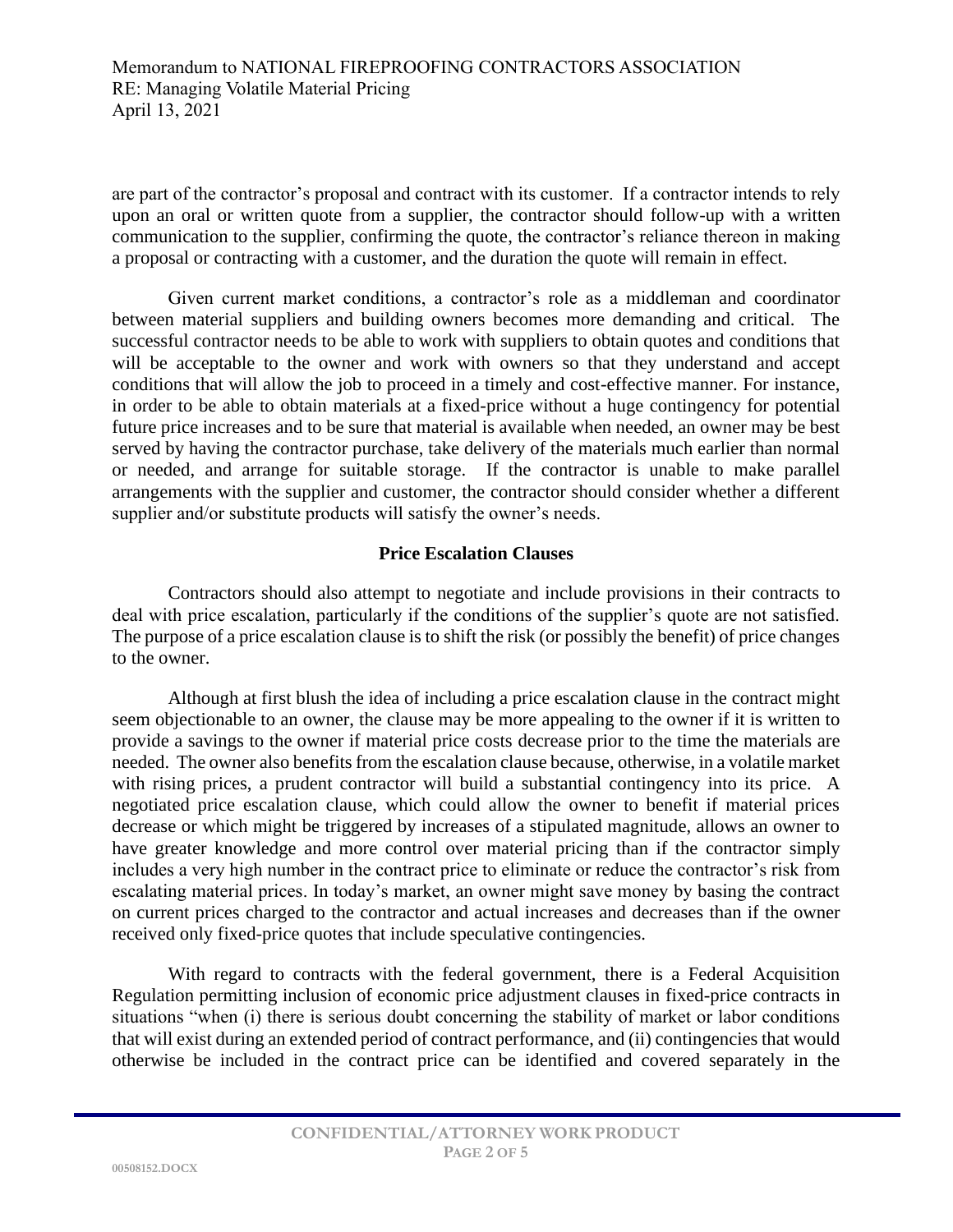are part of the contractor's proposal and contract with its customer. If a contractor intends to rely upon an oral or written quote from a supplier, the contractor should follow-up with a written communication to the supplier, confirming the quote, the contractor's reliance thereon in making a proposal or contracting with a customer, and the duration the quote will remain in effect.

Given current market conditions, a contractor's role as a middleman and coordinator between material suppliers and building owners becomes more demanding and critical. The successful contractor needs to be able to work with suppliers to obtain quotes and conditions that will be acceptable to the owner and work with owners so that they understand and accept conditions that will allow the job to proceed in a timely and cost-effective manner. For instance, in order to be able to obtain materials at a fixed-price without a huge contingency for potential future price increases and to be sure that material is available when needed, an owner may be best served by having the contractor purchase, take delivery of the materials much earlier than normal or needed, and arrange for suitable storage. If the contractor is unable to make parallel arrangements with the supplier and customer, the contractor should consider whether a different supplier and/or substitute products will satisfy the owner's needs.

**Price Escalation Clauses**

Contractors should also attempt to negotiate and include provisions in their contracts to deal with price escalation, particularly if the conditions of the supplier's quote are not satisfied. The purpose of a price escalation clause is to shift the risk (or possibly the benefit) of price changes to the owner.

Although at first blush the idea of including a price escalation clause in the contract might seem objectionable to an owner, the clause may be more appealing to the owner if it is written to provide a savings to the owner if material price costs decrease prior to the time the materials are needed. The owner also benefits from the escalation clause because, otherwise, in a volatile market with rising prices, a prudent contractor will build a substantial contingency into its price. A negotiated price escalation clause, which could allow the owner to benefit if material prices decrease or which might be triggered by increases of a stipulated magnitude, allows an owner to have greater knowledge and more control over material pricing than if the contractor simply includes a very high number in the contract price to eliminate or reduce the contractor's risk from escalating material prices. In today's market, an owner might save money by basing the contract on current prices charged to the contractor and actual increases and decreases than if the owner received only fixed-price quotes that include speculative contingencies.

With regard to contracts with the federal government, there is a Federal Acquisition Regulation permitting inclusion of economic price adjustment clauses in fixed-price contracts in situations "when (i) there is serious doubt concerning the stability of market or labor conditions that will exist during an extended period of contract performance, and (ii) contingencies that would otherwise be included in the contract price can be identified and covered separately in the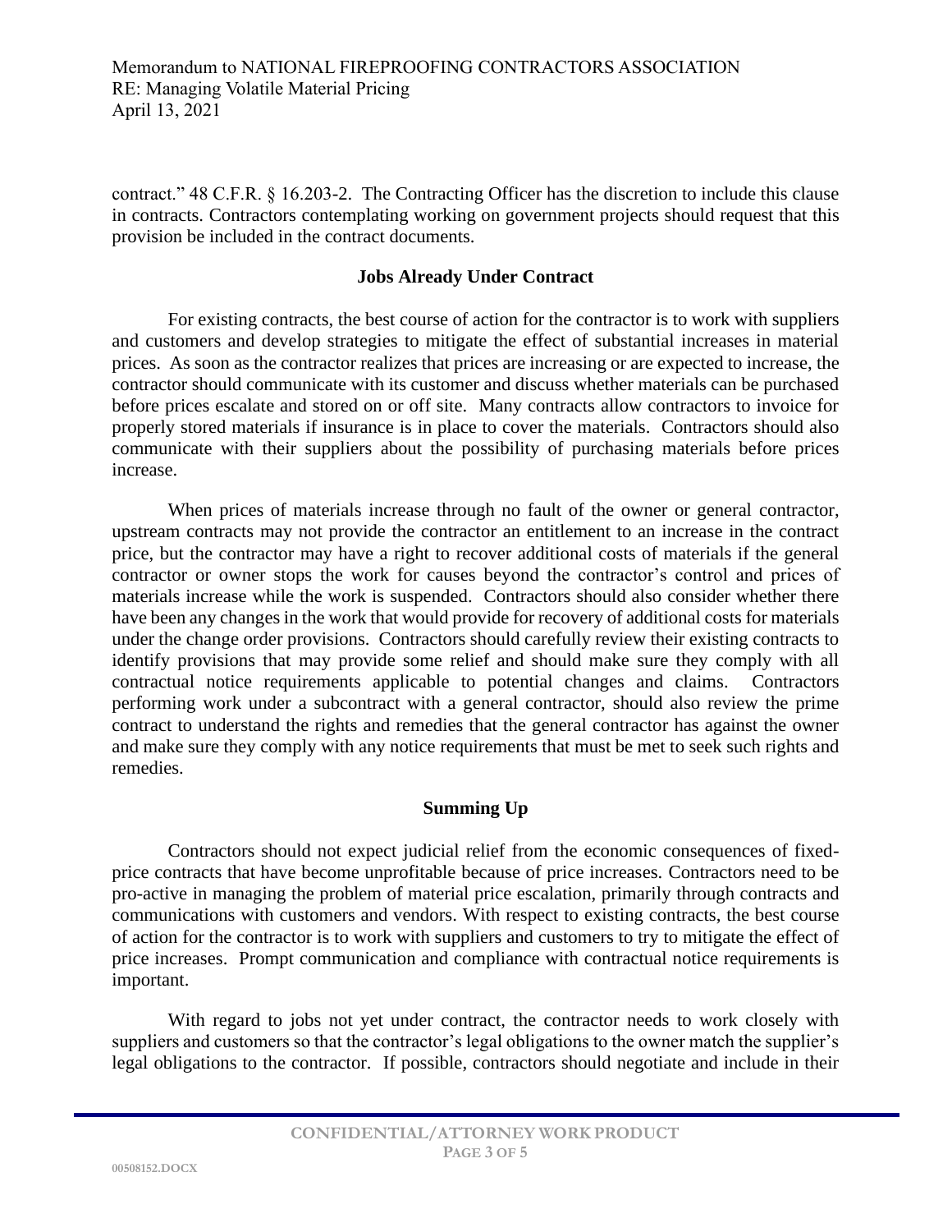contract." 48 C.F.R. § 16.203-2. The Contracting Officer has the discretion to include this clause in contracts. Contractors contemplating working on government projects should request that this provision be included in the contract documents.

**Jobs Already Under Contract**

For existing contracts, the best course of action for the contractor is to work with suppliers and customers and develop strategies to mitigate the effect of substantial increases in material prices. As soon as the contractor realizes that prices are increasing or are expected to increase, the contractor should communicate with its customer and discuss whether materials can be purchased before prices escalate and stored on or off site. Many contracts allow contractors to invoice for properly stored materials if insurance is in place to cover the materials. Contractors should also communicate with their suppliers about the possibility of purchasing materials before prices increase.

When prices of materials increase through no fault of the owner or general contractor, upstream contracts may not provide the contractor an entitlement to an increase in the contract price, but the contractor may have a right to recover additional costs of materials if the general contractor or owner stops the work for causes beyond the contractor's control and prices of materials increase while the work is suspended. Contractors should also consider whether there have been any changes in the work that would provide for recovery of additional costs for materials under the change order provisions. Contractors should carefully review their existing contracts to identify provisions that may provide some relief and should make sure they comply with all contractual notice requirements applicable to potential changes and claims. Contractors performing work under a subcontract with a general contractor, should also review the prime contract to understand the rights and remedies that the general contractor has against the owner and make sure they comply with any notice requirements that must be met to seek such rights and remedies.

**Summing Up**

Contractors should not expect judicial relief from the economic consequences of fixed-price contracts that have become unprofitable because of price increases. Contractors need to be pro-active in managing the problem of material price escalation, primarily through contracts and communications with customers and vendors. With respect to existing contracts, the best course of action for the contractor is to work with suppliers and customers to try to mitigate the effect of price increases. Prompt communication and compliance with contractual notice requirements is important.

With regard to jobs not yet under contract, the contractor needs to work closely with suppliers and customers so that the contractor's legal obligations to the owner match the supplier's legal obligations to the contractor. If possible, contractors should negotiate and include in their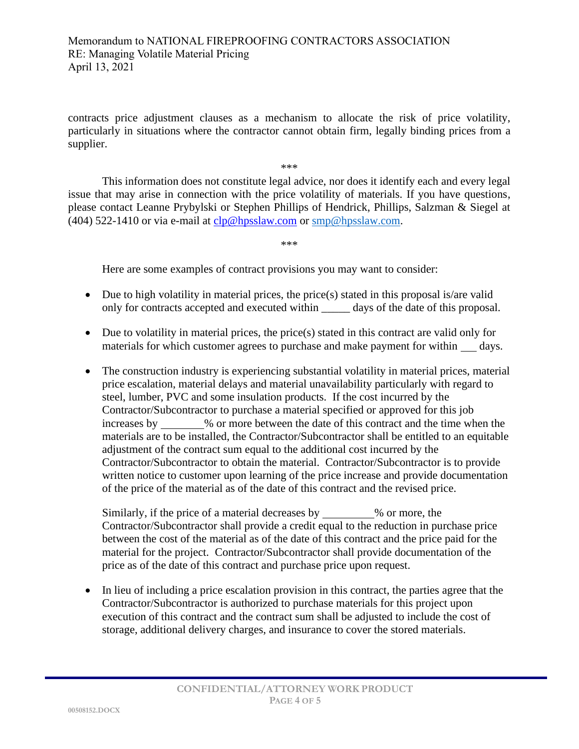contracts price adjustment clauses as a mechanism to allocate the risk of price volatility, particularly in situations where the contractor cannot obtain firm, legally binding prices from a supplier.

\*\*\*

This information does not constitute legal advice, nor does it identify each and every legal issue that may arise in connection with the price volatility of materials. If you have questions, please contact Leanne Prybylski or Stephen Phillips of Hendrick, Phillips, Salzman & Siegel at (404) 522-1410 or via e-mail at [clp@hpsslaw.com](mailto:clp@hpsslaw.com) or [smp@hpsslaw.com](mailto:smp@hpsslaw.com).

\*\*\*

Here are some examples of contract provisions you may want to consider:

- Due to high volatility in material prices, the price(s) stated in this proposal is/are valid only for contracts accepted and executed within _____ days of the date of this proposal.

- Due to volatility in material prices, the price(s) stated in this contract are valid only for materials for which customer agrees to purchase and make payment for within ___ days.

- The construction industry is experiencing substantial volatility in material prices, material price escalation, material delays and material unavailability particularly with regard to steel, lumber, PVC and some insulation products. If the cost incurred by the Contractor/Subcontractor to purchase a material specified or approved for this job increases by ________% or more between the date of this contract and the time when the materials are to be installed, the Contractor/Subcontractor shall be entitled to an equitable adjustment of the contract sum equal to the additional cost incurred by the Contractor/Subcontractor to obtain the material. Contractor/Subcontractor is to provide written notice to customer upon learning of the price increase and provide documentation of the price of the material as of the date of this contract and the revised price.

  Similarly, if the price of a material decreases by _________% or more, the Contractor/Subcontractor shall provide a credit equal to the reduction in purchase price between the cost of the material as of the date of this contract and the price paid for the material for the project. Contractor/Subcontractor shall provide documentation of the price as of the date of this contract and purchase price upon request.

- In lieu of including a price escalation provision in this contract, the parties agree that the Contractor/Subcontractor is authorized to purchase materials for this project upon execution of this contract and the contract sum shall be adjusted to include the cost of storage, additional delivery charges, and insurance to cover the stored materials.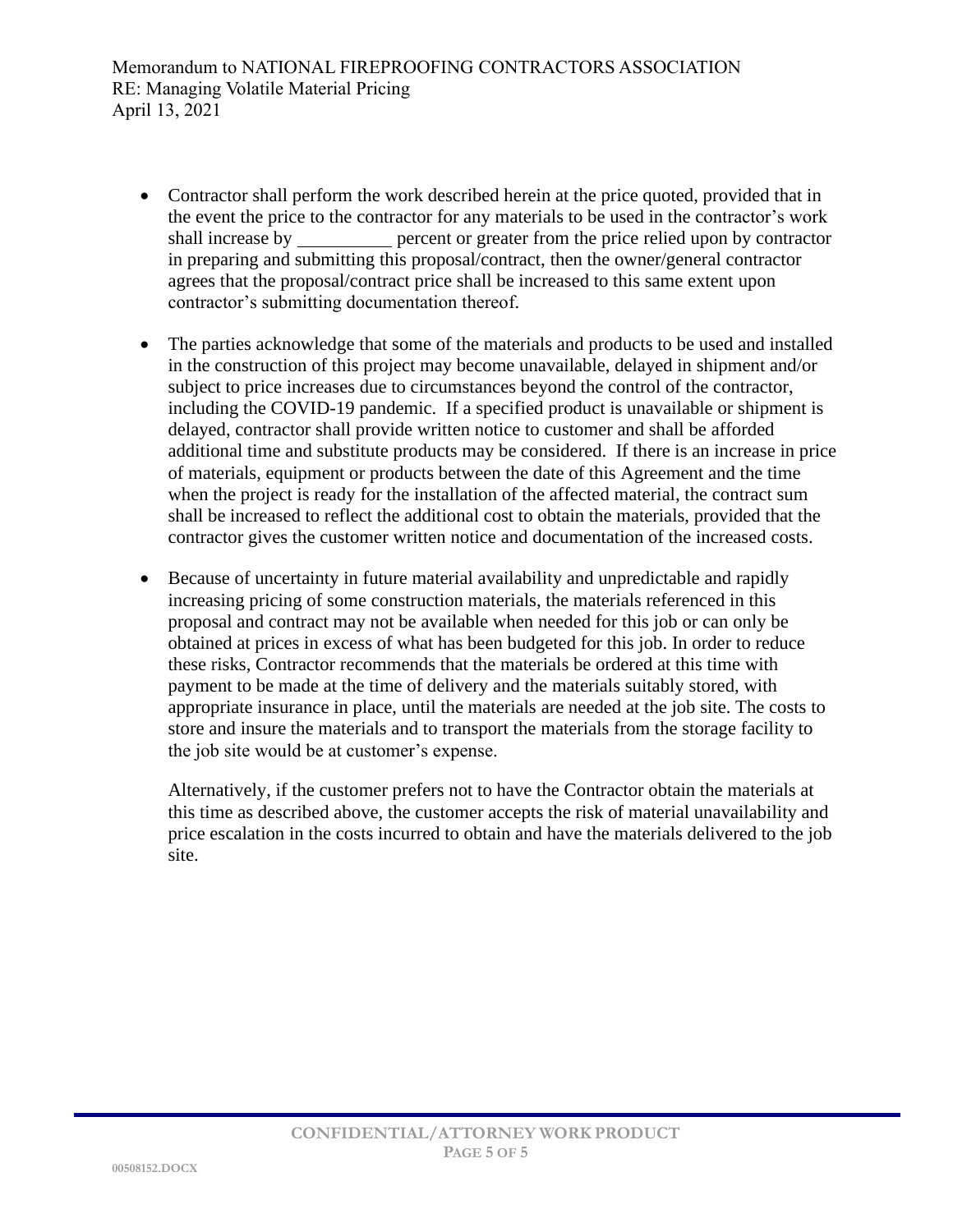- Contractor shall perform the work described herein at the price quoted, provided that in the event the price to the contractor for any materials to be used in the contractor's work shall increase by __________ percent or greater from the price relied upon by contractor in preparing and submitting this proposal/contract, then the owner/general contractor agrees that the proposal/contract price shall be increased to this same extent upon contractor's submitting documentation thereof.

- The parties acknowledge that some of the materials and products to be used and installed in the construction of this project may become unavailable, delayed in shipment and/or subject to price increases due to circumstances beyond the control of the contractor, including the COVID-19 pandemic. If a specified product is unavailable or shipment is delayed, contractor shall provide written notice to customer and shall be afforded additional time and substitute products may be considered. If there is an increase in price of materials, equipment or products between the date of this Agreement and the time when the project is ready for the installation of the affected material, the contract sum shall be increased to reflect the additional cost to obtain the materials, provided that the contractor gives the customer written notice and documentation of the increased costs.

- Because of uncertainty in future material availability and unpredictable and rapidly increasing pricing of some construction materials, the materials referenced in this proposal and contract may not be available when needed for this job or can only be obtained at prices in excess of what has been budgeted for this job. In order to reduce these risks, Contractor recommends that the materials be ordered at this time with payment to be made at the time of delivery and the materials suitably stored, with appropriate insurance in place, until the materials are needed at the job site. The costs to store and insure the materials and to transport the materials from the storage facility to the job site would be at customer's expense.

  Alternatively, if the customer prefers not to have the Contractor obtain the materials at this time as described above, the customer accepts the risk of material unavailability and price escalation in the costs incurred to obtain and have the materials delivered to the job site.